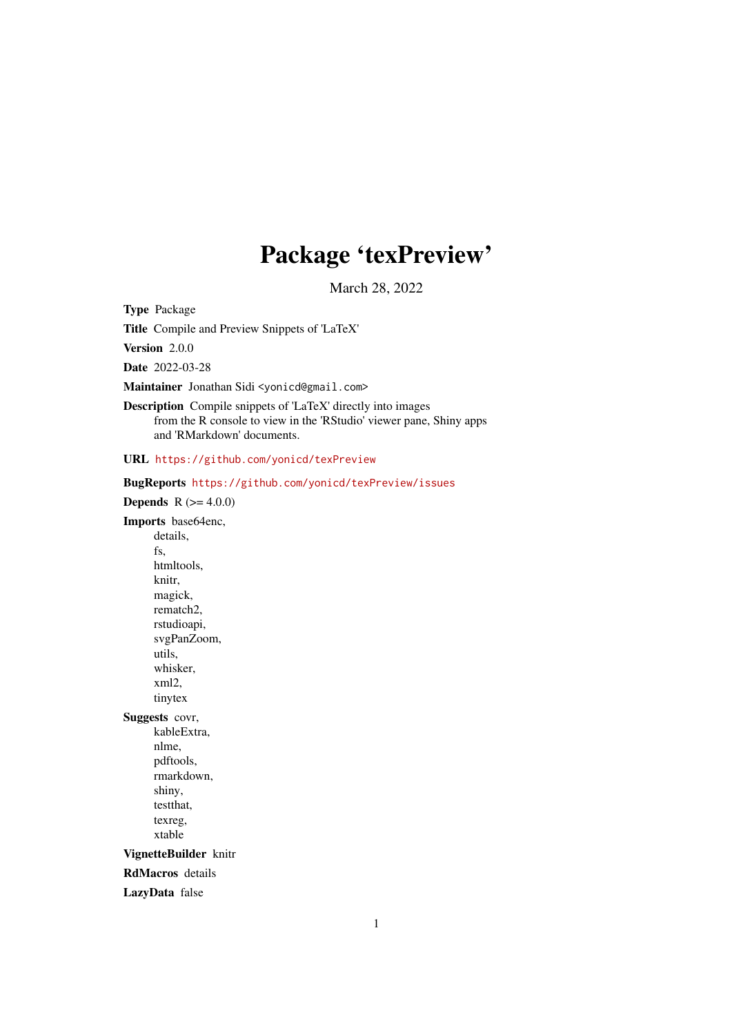# Package 'texPreview'

March 28, 2022

**Type** Package

**Title** Compile and Preview Snippets of 'LaTeX'

**Version** 2.0.0

**Date** 2022-03-28

**Maintainer** Jonathan Sidi <yonicd@gmail.com>

**Description** Compile snippets of 'LaTeX' directly into images from the R console to view in the 'RStudio' viewer pane, Shiny apps and 'RMarkdown' documents.

**URL** https://github.com/yonicd/texPreview

**BugReports** https://github.com/yonicd/texPreview/issues

**Depends** R (>= 4.0.0)

**Imports** base64enc, details, fs, htmltools, knitr, magick, rematch2, rstudioapi, svgPanZoom, utils, whisker, xml2, tinytex

**Suggests** covr, kableExtra, nlme, pdftools, rmarkdown, shiny, testthat, texreg, xtable

**VignetteBuilder** knitr

**RdMacros** details

**LazyData** false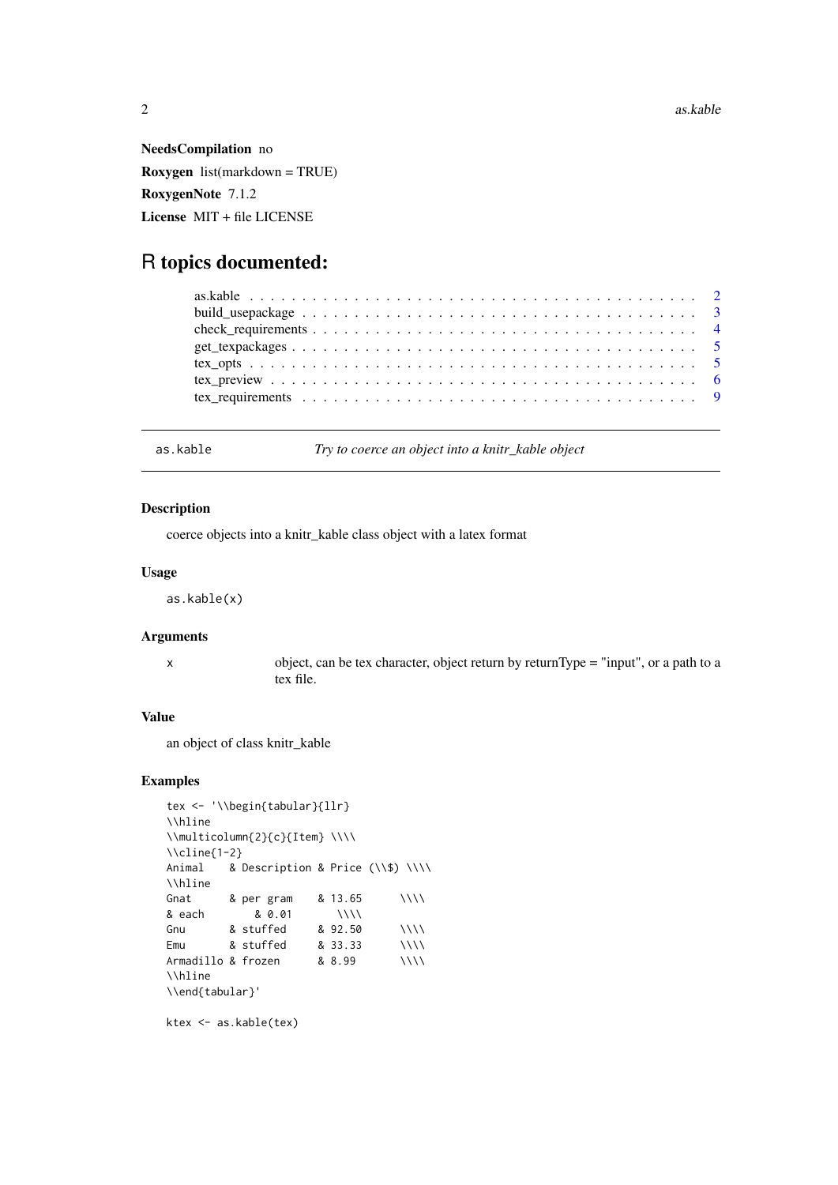**NeedsCompilation** no

**Roxygen** list(markdown = TRUE)

**RoxygenNote** 7.1.2

**License** MIT + file LICENSE

# R topics documented:

| | |
|---|---|
| as.kable | 2 |
| build_usepackage | 3 |
| check_requirements | 4 |
| get_texpackages | 5 |
| tex_opts | 5 |
| tex_preview | 6 |
| tex_requirements | 9 |

---

`as.kable` *Try to coerce an object into a knitr_kable object*

---

### Description

coerce objects into a knitr_kable class object with a latex format

### Usage

```
as.kable(x)
```

### Arguments

| | |
|---|---|
| x | object, can be tex character, object return by returnType = "input", or a path to a tex file. |

### Value

an object of class knitr_kable

### Examples

```
tex <- '\\begin{tabular}{llr}
\\hline
\\multicolumn{2}{c}{Item} \\\\
\\cline{1-2}
Animal    & Description & Price (\\$) \\\\
\\hline
Gnat      & per gram    & 13.65      \\\\
& each        & 0.01       \\\\
Gnu       & stuffed     & 92.50      \\\\
Emu       & stuffed     & 33.33      \\\\
Armadillo & frozen      & 8.99       \\\\
\\hline
\\end{tabular}'

ktex <- as.kable(tex)
```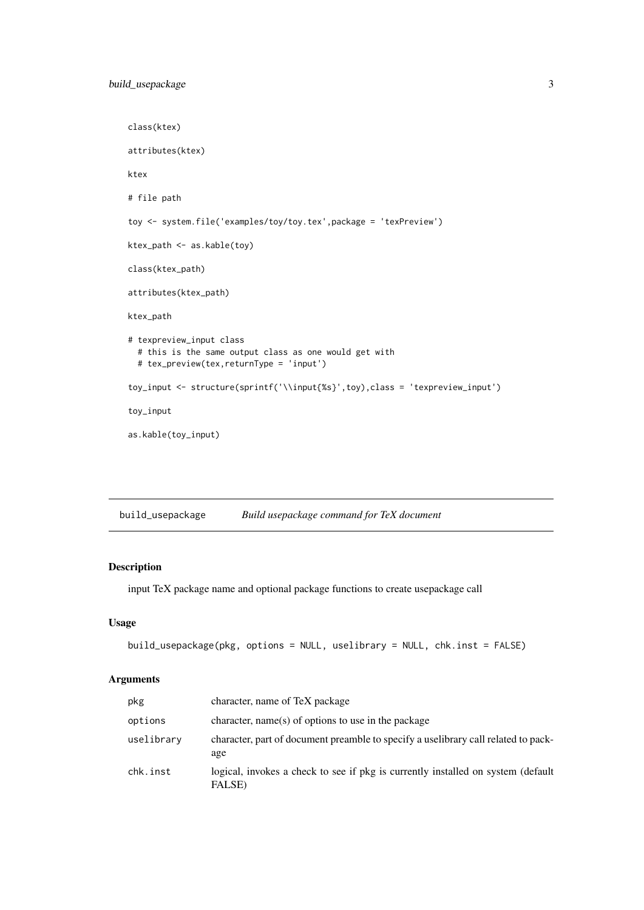```
class(ktex)

attributes(ktex)

ktex

# file path

toy <- system.file('examples/toy/toy.tex',package = 'texPreview')

ktex_path <- as.kable(toy)

class(ktex_path)

attributes(ktex_path)

ktex_path

# texpreview_input class
  # this is the same output class as one would get with
  # tex_preview(tex,returnType = 'input')

toy_input <- structure(sprintf('\\input{%s}',toy),class = 'texpreview_input')

toy_input

as.kable(toy_input)
```

## build_usepackage — *Build usepackage command for TeX document*

### Description

input TeX package name and optional package functions to create usepackage call

### Usage

```
build_usepackage(pkg, options = NULL, uselibrary = NULL, chk.inst = FALSE)
```

### Arguments

| | |
|---|---|
| pkg | character, name of TeX package |
| options | character, name(s) of options to use in the package |
| uselibrary | character, part of document preamble to specify a uselibrary call related to package |
| chk.inst | logical, invokes a check to see if pkg is currently installed on system (default FALSE) |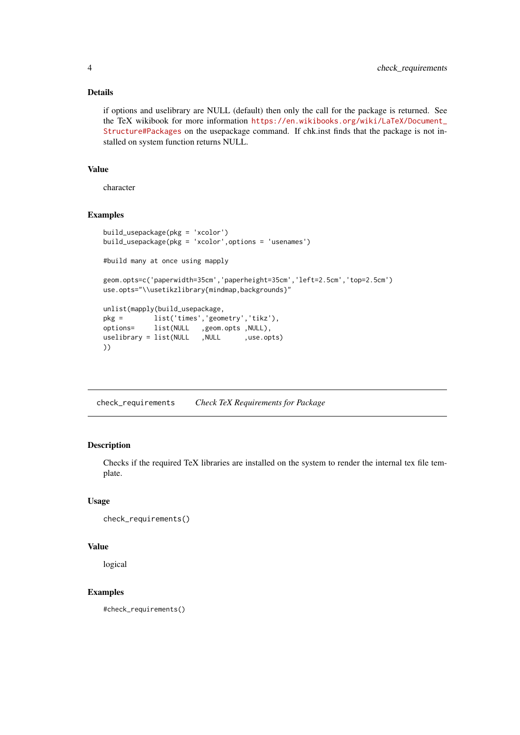### Details

if options and uselibrary are NULL (default) then only the call for the package is returned. See the TeX wikibook for more information https://en.wikibooks.org/wiki/LaTeX/Document_Structure#Packages on the usepackage command. If chk.inst finds that the package is not installed on system function returns NULL.

### Value

character

### Examples

```
build_usepackage(pkg = 'xcolor')
build_usepackage(pkg = 'xcolor',options = 'usenames')

#build many at once using mapply

geom.opts=c('paperwidth=35cm','paperheight=35cm','left=2.5cm','top=2.5cm')
use.opts="\\usetikzlibrary{mindmap,backgrounds}"

unlist(mapply(build_usepackage,
pkg =        list('times','geometry','tikz'),
options=     list(NULL   ,geom.opts ,NULL),
uselibrary = list(NULL   ,NULL      ,use.opts)
))
```

---

## check_requirements *Check TeX Requirements for Package*

### Description

Checks if the required TeX libraries are installed on the system to render the internal tex file template.

### Usage

```
check_requirements()
```

### Value

logical

### Examples

```
#check_requirements()
```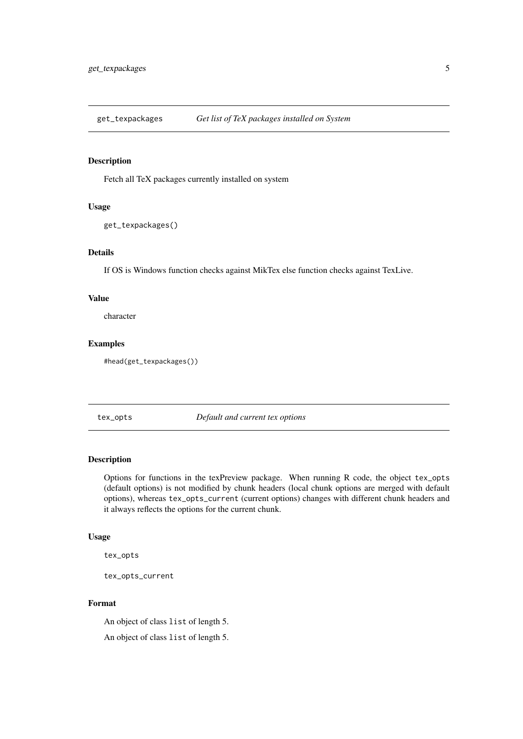## get_texpackages — *Get list of TeX packages installed on System*

### Description

Fetch all TeX packages currently installed on system

### Usage

```
get_texpackages()
```

### Details

If OS is Windows function checks against MikTex else function checks against TexLive.

### Value

character

### Examples

```
#head(get_texpackages())
```

## tex_opts — *Default and current tex options*

### Description

Options for functions in the texPreview package. When running R code, the object `tex_opts` (default options) is not modified by chunk headers (local chunk options are merged with default options), whereas `tex_opts_current` (current options) changes with different chunk headers and it always reflects the options for the current chunk.

### Usage

```
tex_opts

tex_opts_current
```

### Format

An object of class `list` of length 5.

An object of class `list` of length 5.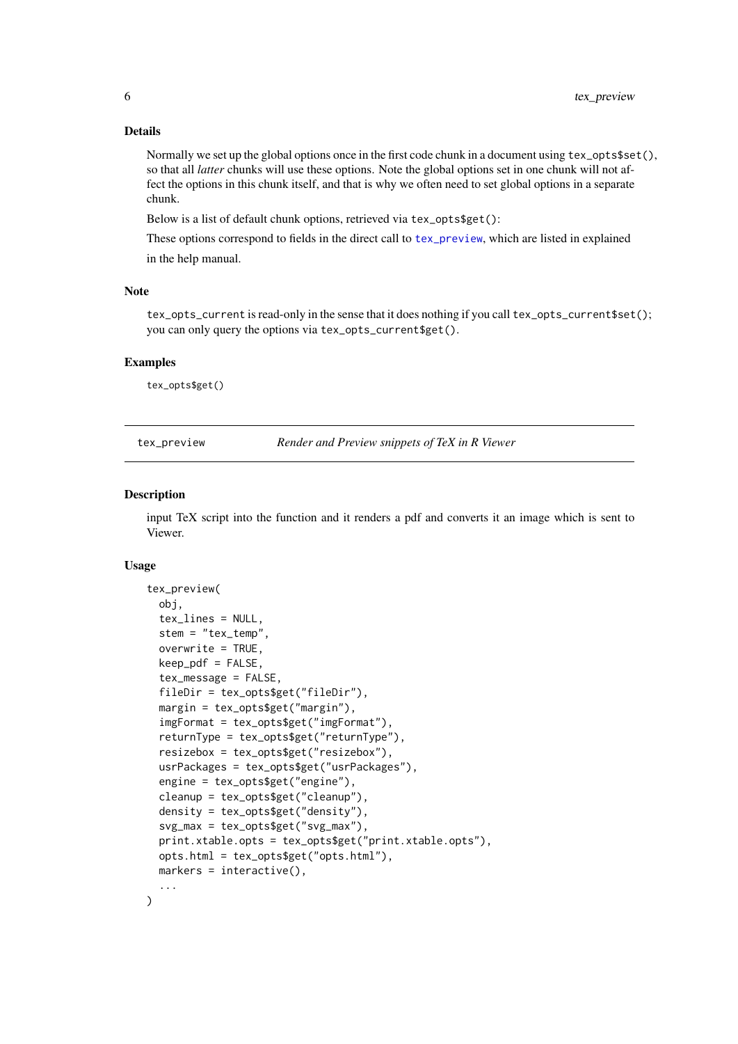### Details

Normally we set up the global options once in the first code chunk in a document using `tex_opts$set()`, so that all *latter* chunks will use these options. Note the global options set in one chunk will not affect the options in this chunk itself, and that is why we often need to set global options in a separate chunk.

Below is a list of default chunk options, retrieved via `tex_opts$get()`:

These options correspond to fields in the direct call to `tex_preview`, which are listed in explained

in the help manual.

### Note

`tex_opts_current` is read-only in the sense that it does nothing if you call `tex_opts_current$set()`; you can only query the options via `tex_opts_current$get()`.

### Examples

```
tex_opts$get()
```

---

## tex_preview — *Render and Preview snippets of TeX in R Viewer*

---

### Description

input TeX script into the function and it renders a pdf and converts it an image which is sent to Viewer.

### Usage

```
tex_preview(
  obj,
  tex_lines = NULL,
  stem = "tex_temp",
  overwrite = TRUE,
  keep_pdf = FALSE,
  tex_message = FALSE,
  fileDir = tex_opts$get("fileDir"),
  margin = tex_opts$get("margin"),
  imgFormat = tex_opts$get("imgFormat"),
  returnType = tex_opts$get("returnType"),
  resizebox = tex_opts$get("resizebox"),
  usrPackages = tex_opts$get("usrPackages"),
  engine = tex_opts$get("engine"),
  cleanup = tex_opts$get("cleanup"),
  density = tex_opts$get("density"),
  svg_max = tex_opts$get("svg_max"),
  print.xtable.opts = tex_opts$get("print.xtable.opts"),
  opts.html = tex_opts$get("opts.html"),
  markers = interactive(),
  ...
)
```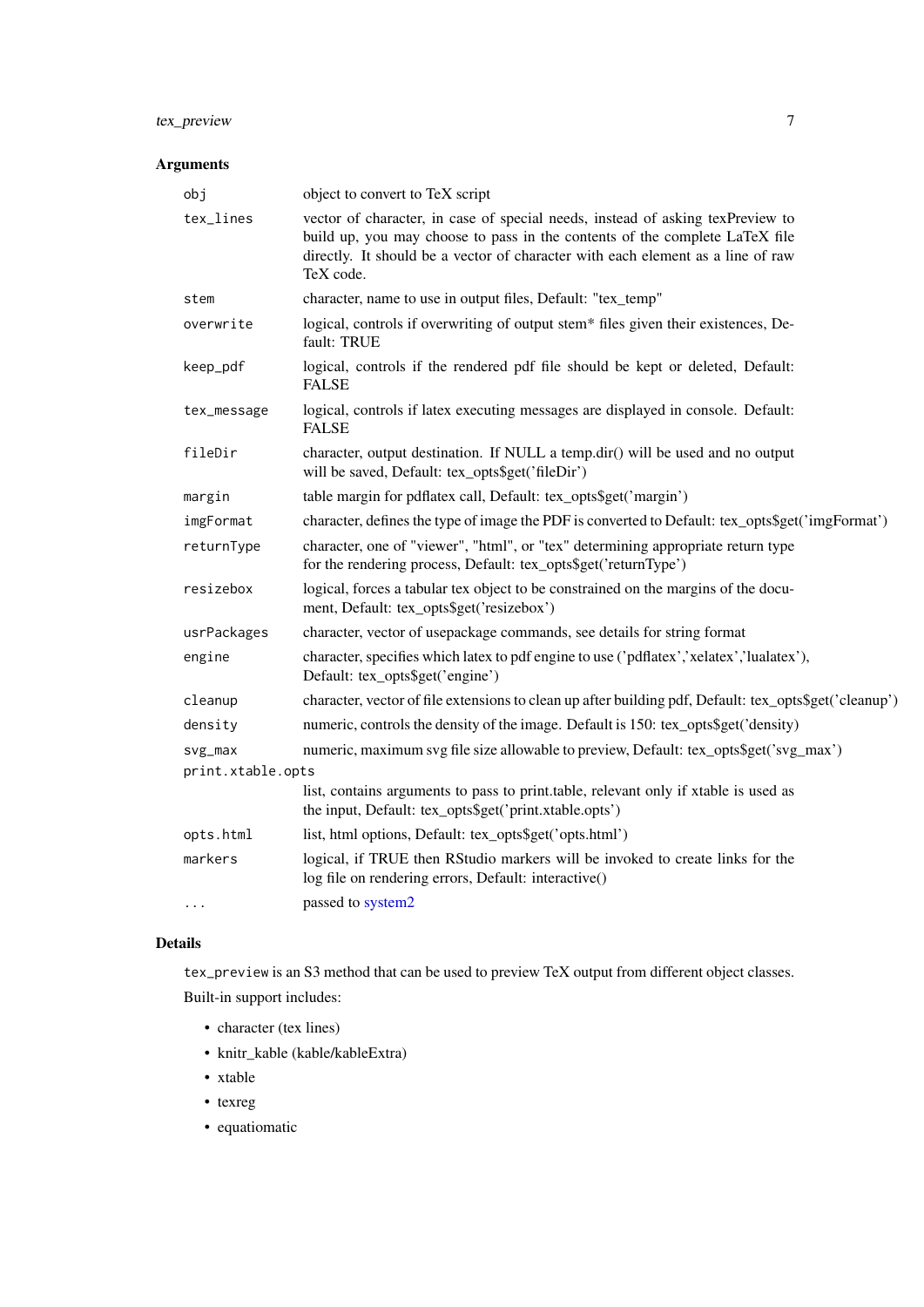### Arguments

| | |
|---|---|
| `obj` | object to convert to TeX script |
| `tex_lines` | vector of character, in case of special needs, instead of asking texPreview to build up, you may choose to pass in the contents of the complete LaTeX file directly. It should be a vector of character with each element as a line of raw TeX code. |
| `stem` | character, name to use in output files, Default: "tex_temp" |
| `overwrite` | logical, controls if overwriting of output stem* files given their existences, Default: TRUE |
| `keep_pdf` | logical, controls if the rendered pdf file should be kept or deleted, Default: FALSE |
| `tex_message` | logical, controls if latex executing messages are displayed in console. Default: FALSE |
| `fileDir` | character, output destination. If NULL a temp.dir() will be used and no output will be saved, Default: tex_opts$get('fileDir') |
| `margin` | table margin for pdflatex call, Default: tex_opts$get('margin') |
| `imgFormat` | character, defines the type of image the PDF is converted to Default: tex_opts$get('imgFormat') |
| `returnType` | character, one of "viewer", "html", or "tex" determining appropriate return type for the rendering process, Default: tex_opts$get('returnType') |
| `resizebox` | logical, forces a tabular tex object to be constrained on the margins of the document, Default: tex_opts$get('resizebox') |
| `usrPackages` | character, vector of usepackage commands, see details for string format |
| `engine` | character, specifies which latex to pdf engine to use ('pdflatex','xelatex','lualatex'), Default: tex_opts$get('engine') |
| `cleanup` | character, vector of file extensions to clean up after building pdf, Default: tex_opts$get('cleanup') |
| `density` | numeric, controls the density of the image. Default is 150: tex_opts$get('density) |
| `svg_max` | numeric, maximum svg file size allowable to preview, Default: tex_opts$get('svg_max') |
| `print.xtable.opts` | list, contains arguments to pass to print.table, relevant only if xtable is used as the input, Default: tex_opts$get('print.xtable.opts') |
| `opts.html` | list, html options, Default: tex_opts$get('opts.html') |
| `markers` | logical, if TRUE then RStudio markers will be invoked to create links for the log file on rendering errors, Default: interactive() |
| `...` | passed to system2 |

### Details

`tex_preview` is an S3 method that can be used to preview TeX output from different object classes. Built-in support includes:

- character (tex lines)
- knitr_kable (kable/kableExtra)
- xtable
- texreg
- equatiomatic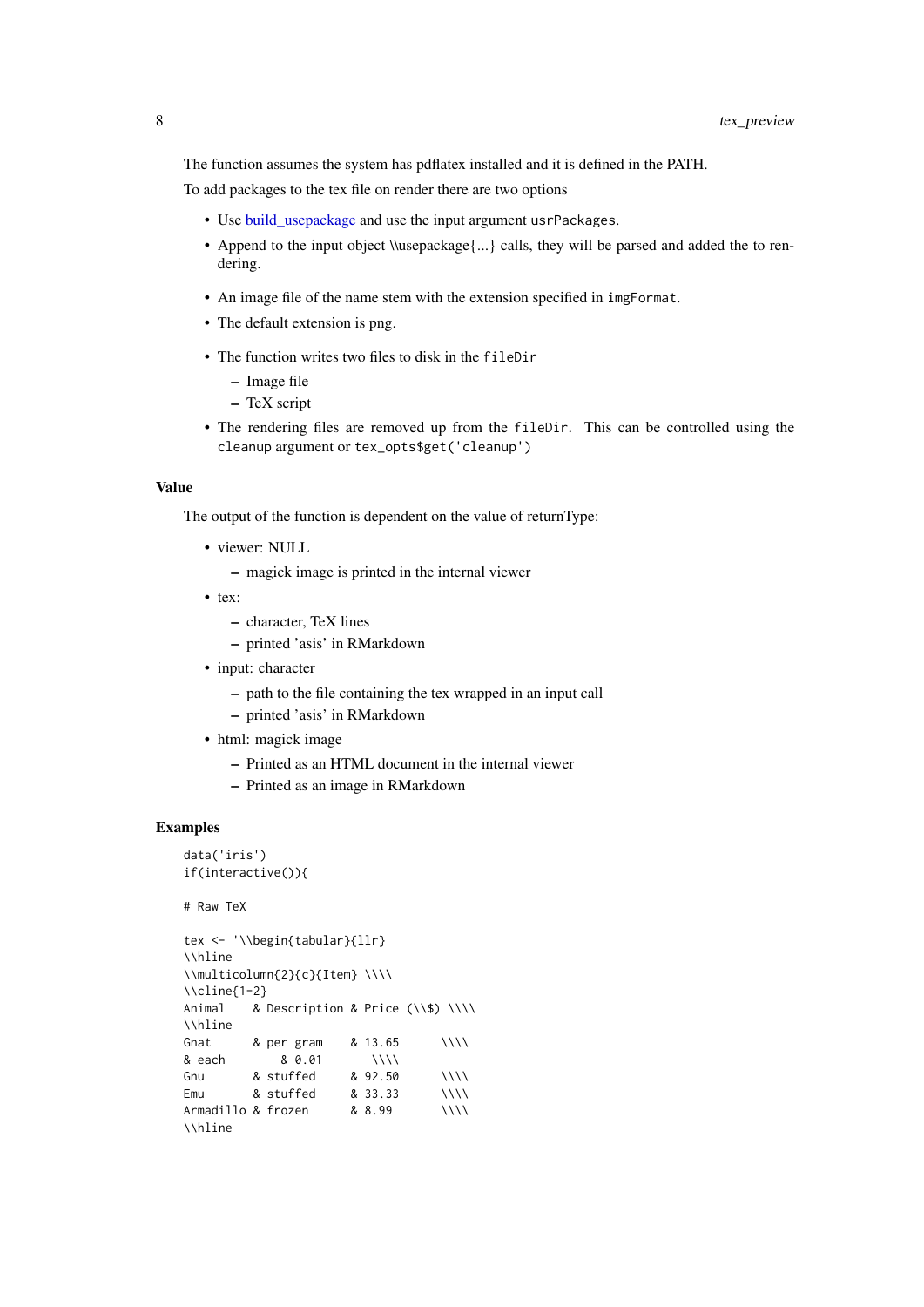The function assumes the system has pdflatex installed and it is defined in the PATH.

To add packages to the tex file on render there are two options

- Use build_usepackage and use the input argument `usrPackages`.
- Append to the input object \\usepackage{...} calls, they will be parsed and added the to rendering.

- An image file of the name stem with the extension specified in `imgFormat`.
- The default extension is png.

- The function writes two files to disk in the `fileDir`
  - Image file
  - TeX script
- The rendering files are removed up from the `fileDir`. This can be controlled using the `cleanup` argument or `tex_opts$get('cleanup')`

### Value

The output of the function is dependent on the value of returnType:

- viewer: NULL
  - magick image is printed in the internal viewer
- tex:
  - character, TeX lines
  - printed 'asis' in RMarkdown
- input: character
  - path to the file containing the tex wrapped in an input call
  - printed 'asis' in RMarkdown
- html: magick image
  - Printed as an HTML document in the internal viewer
  - Printed as an image in RMarkdown

### Examples

```
data('iris')
if(interactive()){

# Raw TeX

tex <- '\\begin{tabular}{llr}
\\hline
\\multicolumn{2}{c}{Item} \\\\
\\cline{1-2}
Animal    & Description & Price (\\$) \\\\
\\hline
Gnat      & per gram    & 13.65      \\\\
& each        & 0.01       \\\\
Gnu       & stuffed     & 92.50      \\\\
Emu       & stuffed     & 33.33      \\\\
Armadillo & frozen      & 8.99       \\\\
\\hline
```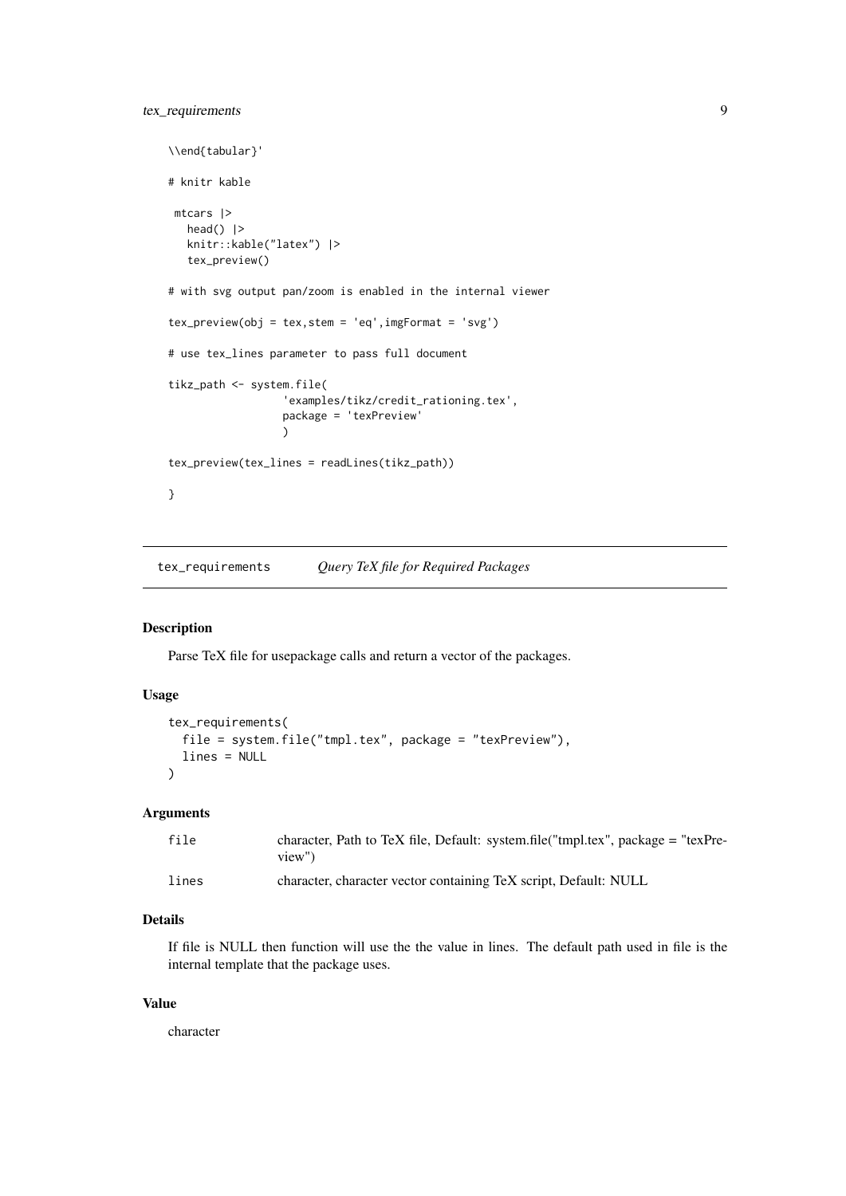```
\\end{tabular}'

# knitr kable

 mtcars |>
   head() |>
   knitr::kable("latex") |>
   tex_preview()

# with svg output pan/zoom is enabled in the internal viewer

tex_preview(obj = tex,stem = 'eq',imgFormat = 'svg')

# use tex_lines parameter to pass full document

tikz_path <- system.file(
                  'examples/tikz/credit_rationing.tex',
                  package = 'texPreview'
                  )

tex_preview(tex_lines = readLines(tikz_path))

}
```

## tex_requirements — *Query TeX file for Required Packages*

### Description

Parse TeX file for usepackage calls and return a vector of the packages.

### Usage

```
tex_requirements(
  file = system.file("tmpl.tex", package = "texPreview"),
  lines = NULL
)
```

### Arguments

| | |
|---|---|
| `file` | character, Path to TeX file, Default: system.file("tmpl.tex", package = "texPreview") |
| `lines` | character, character vector containing TeX script, Default: NULL |

### Details

If file is NULL then function will use the the value in lines. The default path used in file is the internal template that the package uses.

### Value

character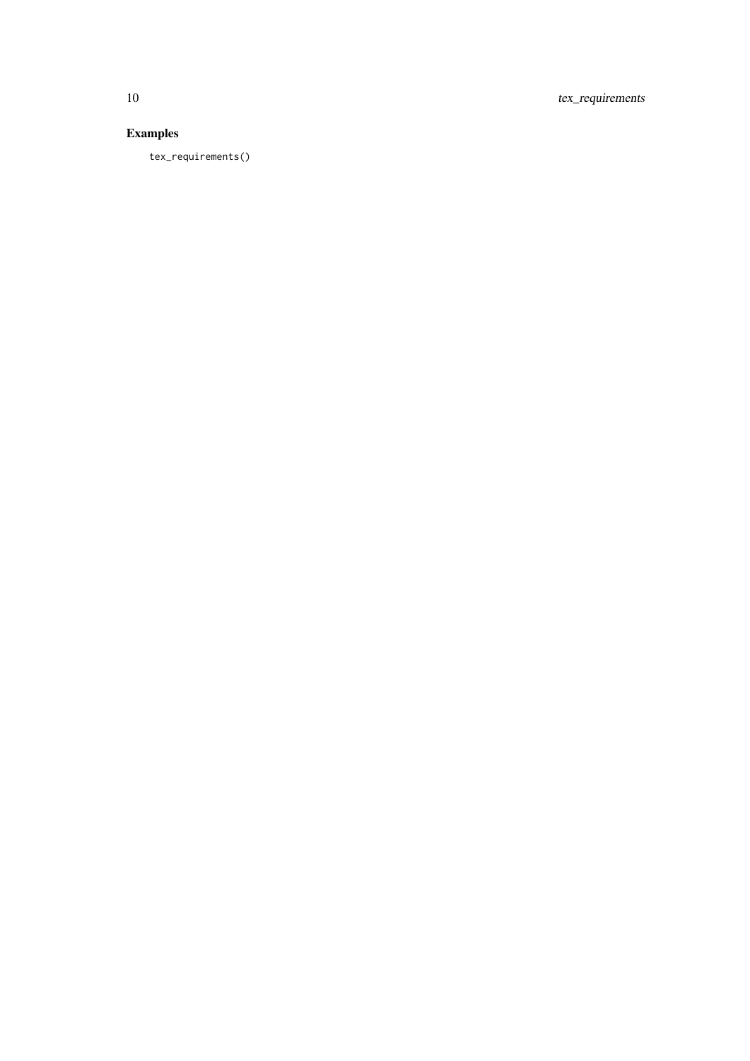## Examples

```
tex_requirements()
```